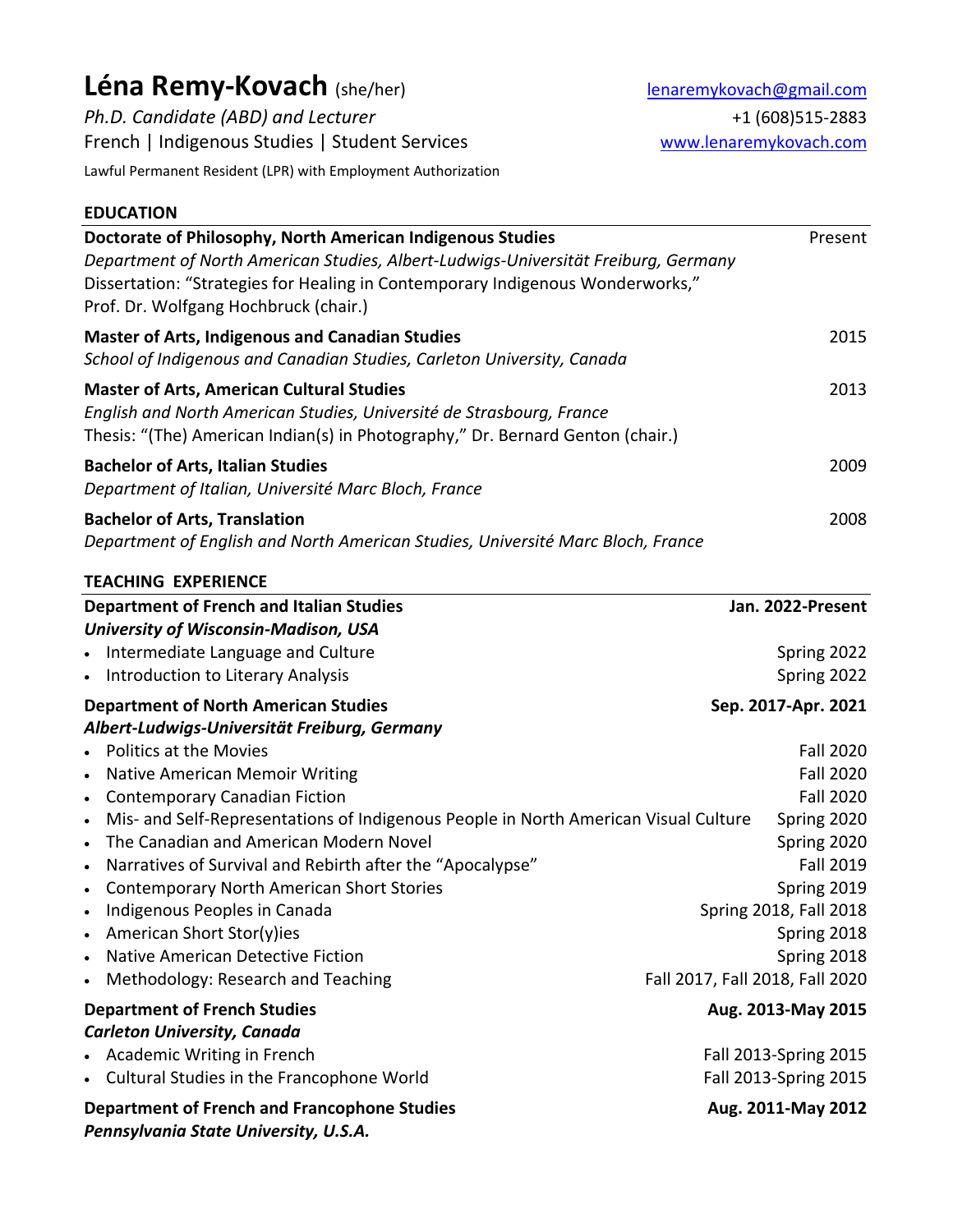# Léna Remy-Kovach (she/her)

*Ph.D. Candidate (ABD) and Lecturer*
French | Indigenous Studies | Student Services
Lawful Permanent Resident (LPR) with Employment Authorization

lenaremykovach@gmail.com
+1 (608)515-2883
www.lenaremykovach.com

## EDUCATION

**Doctorate of Philosophy, North American Indigenous Studies** — Present
*Department of North American Studies, Albert-Ludwigs-Universität Freiburg, Germany*
Dissertation: "Strategies for Healing in Contemporary Indigenous Wonderworks," Prof. Dr. Wolfgang Hochbruck (chair.)

**Master of Arts, Indigenous and Canadian Studies** — 2015
*School of Indigenous and Canadian Studies, Carleton University, Canada*

**Master of Arts, American Cultural Studies** — 2013
*English and North American Studies, Université de Strasbourg, France*
Thesis: "(The) American Indian(s) in Photography," Dr. Bernard Genton (chair.)

**Bachelor of Arts, Italian Studies** — 2009
*Department of Italian, Université Marc Bloch, France*

**Bachelor of Arts, Translation** — 2008
*Department of English and North American Studies, Université Marc Bloch, France*

## TEACHING EXPERIENCE

**Department of French and Italian Studies** — **Jan. 2022-Present**
***University of Wisconsin-Madison, USA***

- Intermediate Language and Culture — Spring 2022
- Introduction to Literary Analysis — Spring 2022

**Department of North American Studies** — **Sep. 2017-Apr. 2021**
***Albert-Ludwigs-Universität Freiburg, Germany***

- Politics at the Movies — Fall 2020
- Native American Memoir Writing — Fall 2020
- Contemporary Canadian Fiction — Fall 2020
- Mis- and Self-Representations of Indigenous People in North American Visual Culture — Spring 2020
- The Canadian and American Modern Novel — Spring 2020
- Narratives of Survival and Rebirth after the "Apocalypse" — Fall 2019
- Contemporary North American Short Stories — Spring 2019
- Indigenous Peoples in Canada — Spring 2018, Fall 2018
- American Short Stor(y)ies — Spring 2018
- Native American Detective Fiction — Spring 2018
- Methodology: Research and Teaching — Fall 2017, Fall 2018, Fall 2020

**Department of French Studies** — **Aug. 2013-May 2015**
***Carleton University, Canada***

- Academic Writing in French — Fall 2013-Spring 2015
- Cultural Studies in the Francophone World — Fall 2013-Spring 2015

**Department of French and Francophone Studies** — **Aug. 2011-May 2012**
***Pennsylvania State University, U.S.A.***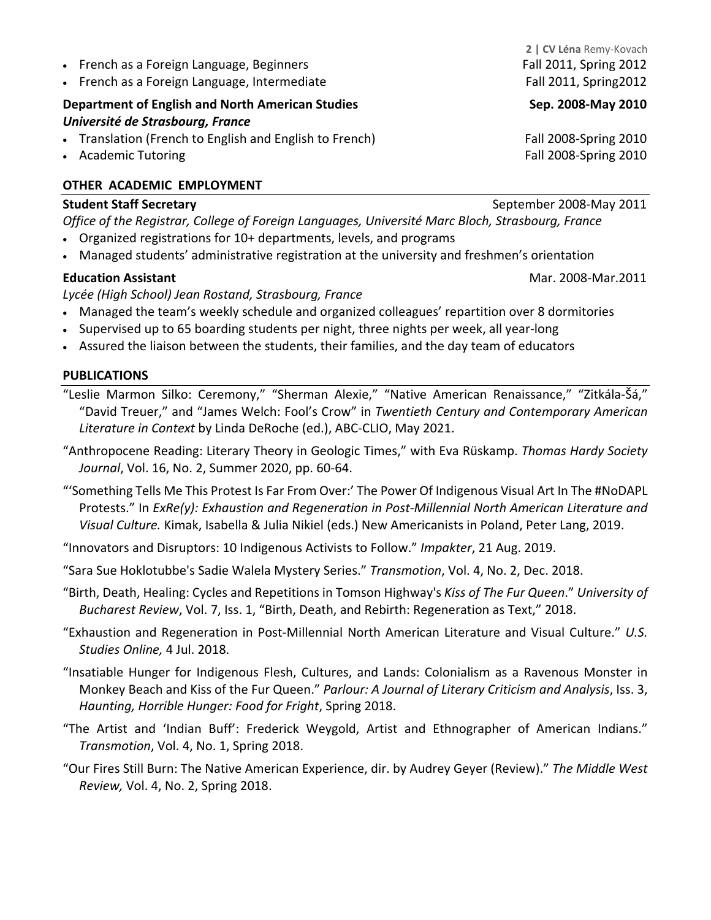- French as a Foreign Language, Beginners — Fall 2011, Spring 2012
- French as a Foreign Language, Intermediate — Fall 2011, Spring2012

**Department of English and North American Studies** — **Sep. 2008-May 2010**
***Université de Strasbourg, France***

- Translation (French to English and English to French) — Fall 2008-Spring 2010
- Academic Tutoring — Fall 2008-Spring 2010

## OTHER ACADEMIC EMPLOYMENT

**Student Staff Secretary** — September 2008-May 2011
*Office of the Registrar, College of Foreign Languages, Université Marc Bloch, Strasbourg, France*

- Organized registrations for 10+ departments, levels, and programs
- Managed students' administrative registration at the university and freshmen's orientation

**Education Assistant** — Mar. 2008-Mar.2011
*Lycée (High School) Jean Rostand, Strasbourg, France*

- Managed the team's weekly schedule and organized colleagues' repartition over 8 dormitories
- Supervised up to 65 boarding students per night, three nights per week, all year-long
- Assured the liaison between the students, their families, and the day team of educators

## PUBLICATIONS

"Leslie Marmon Silko: Ceremony," "Sherman Alexie," "Native American Renaissance," "Zitkála-Šá," "David Treuer," and "James Welch: Fool's Crow" in *Twentieth Century and Contemporary American Literature in Context* by Linda DeRoche (ed.), ABC-CLIO, May 2021.

"Anthropocene Reading: Literary Theory in Geologic Times," with Eva Rüskamp. *Thomas Hardy Society Journal*, Vol. 16, No. 2, Summer 2020, pp. 60-64.

"'Something Tells Me This Protest Is Far From Over:' The Power Of Indigenous Visual Art In The #NoDAPL Protests." In *ExRe(y): Exhaustion and Regeneration in Post-Millennial North American Literature and Visual Culture.* Kimak, Isabella & Julia Nikiel (eds.) New Americanists in Poland, Peter Lang, 2019.

"Innovators and Disruptors: 10 Indigenous Activists to Follow." *Impakter*, 21 Aug. 2019.

"Sara Sue Hoklotubbe's Sadie Walela Mystery Series." *Transmotion*, Vol. 4, No. 2, Dec. 2018.

"Birth, Death, Healing: Cycles and Repetitions in Tomson Highway's *Kiss of The Fur Queen*." *University of Bucharest Review*, Vol. 7, Iss. 1, "Birth, Death, and Rebirth: Regeneration as Text," 2018.

"Exhaustion and Regeneration in Post-Millennial North American Literature and Visual Culture." *U.S. Studies Online,* 4 Jul. 2018.

"Insatiable Hunger for Indigenous Flesh, Cultures, and Lands: Colonialism as a Ravenous Monster in Monkey Beach and Kiss of the Fur Queen." *Parlour: A Journal of Literary Criticism and Analysis*, Iss. 3, *Haunting, Horrible Hunger: Food for Fright*, Spring 2018.

"The Artist and 'Indian Buff': Frederick Weygold, Artist and Ethnographer of American Indians." *Transmotion*, Vol. 4, No. 1, Spring 2018.

"Our Fires Still Burn: The Native American Experience, dir. by Audrey Geyer (Review)." *The Middle West Review,* Vol. 4, No. 2, Spring 2018.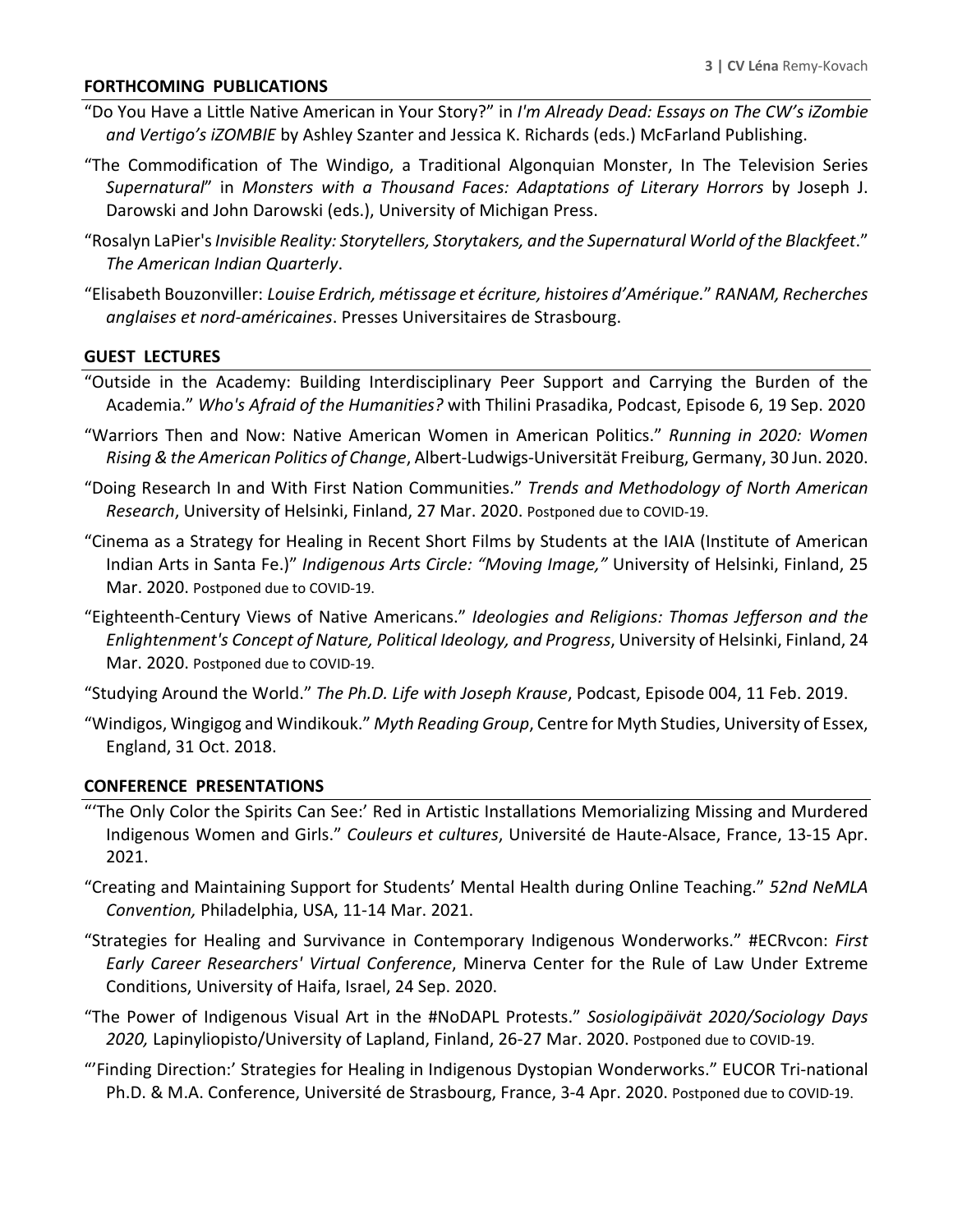## FORTHCOMING PUBLICATIONS

"Do You Have a Little Native American in Your Story?" in *I'm Already Dead: Essays on The CW's iZombie and Vertigo's iZOMBIE* by Ashley Szanter and Jessica K. Richards (eds.) McFarland Publishing.

"The Commodification of The Windigo, a Traditional Algonquian Monster, In The Television Series *Supernatural*" in *Monsters with a Thousand Faces: Adaptations of Literary Horrors* by Joseph J. Darowski and John Darowski (eds.), University of Michigan Press.

"Rosalyn LaPier's *Invisible Reality: Storytellers, Storytakers, and the Supernatural World of the Blackfeet*." *The American Indian Quarterly*.

"Elisabeth Bouzonviller: *Louise Erdrich, métissage et écriture, histoires d'Amérique.*" *RANAM, Recherches anglaises et nord-américaines*. Presses Universitaires de Strasbourg.

## GUEST LECTURES

"Outside in the Academy: Building Interdisciplinary Peer Support and Carrying the Burden of the Academia." *Who's Afraid of the Humanities?* with Thilini Prasadika, Podcast, Episode 6, 19 Sep. 2020

"Warriors Then and Now: Native American Women in American Politics." *Running in 2020: Women Rising & the American Politics of Change*, Albert-Ludwigs-Universität Freiburg, Germany, 30 Jun. 2020.

"Doing Research In and With First Nation Communities." *Trends and Methodology of North American Research*, University of Helsinki, Finland, 27 Mar. 2020. Postponed due to COVID-19.

"Cinema as a Strategy for Healing in Recent Short Films by Students at the IAIA (Institute of American Indian Arts in Santa Fe.)" *Indigenous Arts Circle: "Moving Image,"* University of Helsinki, Finland, 25 Mar. 2020. Postponed due to COVID-19.

"Eighteenth-Century Views of Native Americans." *Ideologies and Religions: Thomas Jefferson and the Enlightenment's Concept of Nature, Political Ideology, and Progress*, University of Helsinki, Finland, 24 Mar. 2020. Postponed due to COVID-19.

"Studying Around the World." *The Ph.D. Life with Joseph Krause*, Podcast, Episode 004, 11 Feb. 2019.

"Windigos, Wingigog and Windikouk." *Myth Reading Group*, Centre for Myth Studies, University of Essex, England, 31 Oct. 2018.

## CONFERENCE PRESENTATIONS

"'The Only Color the Spirits Can See:' Red in Artistic Installations Memorializing Missing and Murdered Indigenous Women and Girls." *Couleurs et cultures*, Université de Haute-Alsace, France, 13-15 Apr. 2021.

"Creating and Maintaining Support for Students' Mental Health during Online Teaching." *52nd NeMLA Convention,* Philadelphia, USA, 11-14 Mar. 2021.

"Strategies for Healing and Survivance in Contemporary Indigenous Wonderworks." #ECRvcon: *First Early Career Researchers' Virtual Conference*, Minerva Center for the Rule of Law Under Extreme Conditions, University of Haifa, Israel, 24 Sep. 2020.

"The Power of Indigenous Visual Art in the #NoDAPL Protests." *Sosiologipäivät 2020/Sociology Days 2020,* Lapinyliopisto/University of Lapland, Finland, 26-27 Mar. 2020. Postponed due to COVID-19.

"'Finding Direction:' Strategies for Healing in Indigenous Dystopian Wonderworks." EUCOR Tri-national Ph.D. & M.A. Conference, Université de Strasbourg, France, 3-4 Apr. 2020. Postponed due to COVID-19.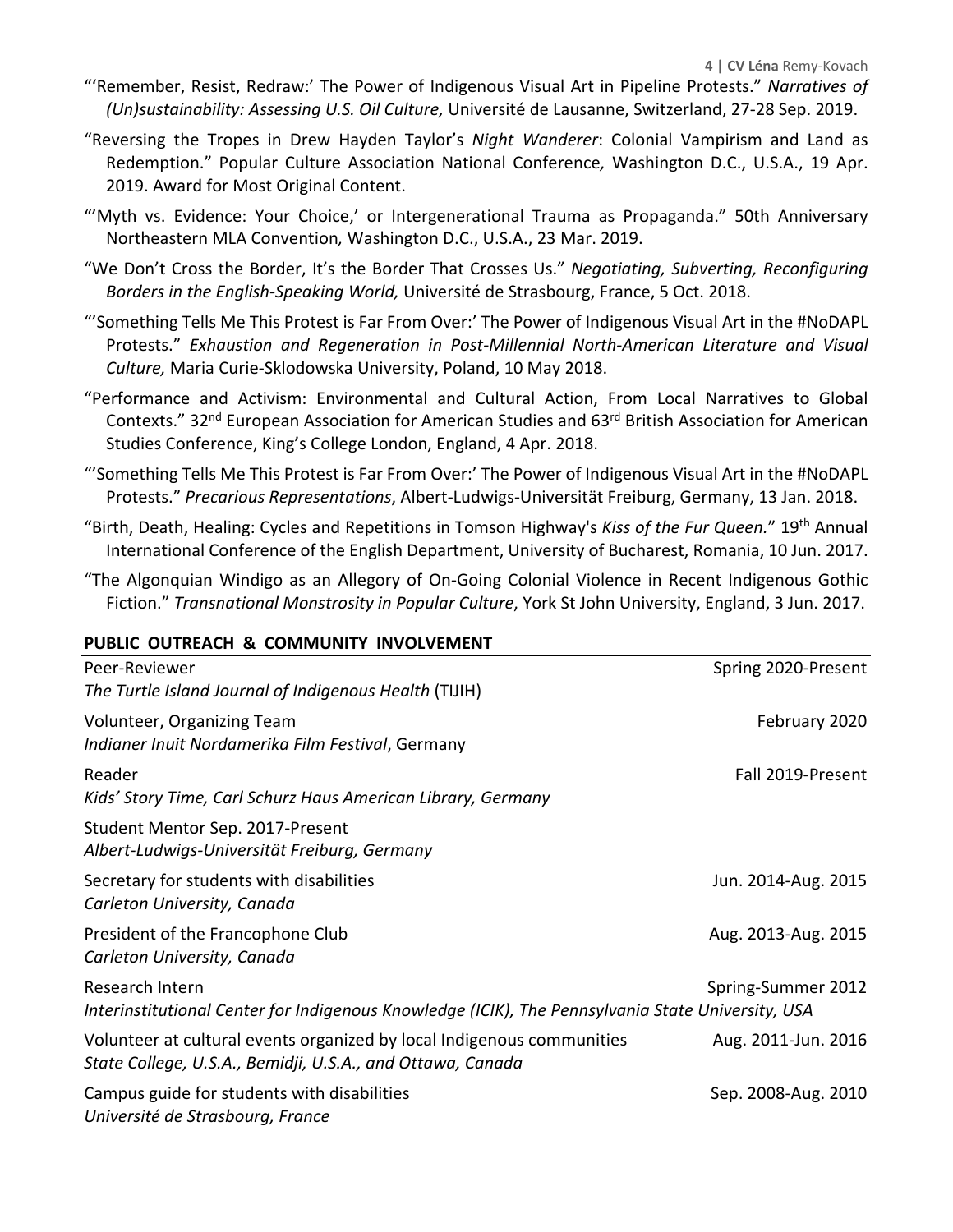"'Remember, Resist, Redraw:' The Power of Indigenous Visual Art in Pipeline Protests." *Narratives of (Un)sustainability: Assessing U.S. Oil Culture,* Université de Lausanne, Switzerland, 27-28 Sep. 2019.

"Reversing the Tropes in Drew Hayden Taylor's *Night Wanderer*: Colonial Vampirism and Land as Redemption." Popular Culture Association National Conference*,* Washington D.C., U.S.A., 19 Apr. 2019. Award for Most Original Content.

"'Myth vs. Evidence: Your Choice,' or Intergenerational Trauma as Propaganda." 50th Anniversary Northeastern MLA Convention*,* Washington D.C., U.S.A., 23 Mar. 2019.

"We Don't Cross the Border, It's the Border That Crosses Us." *Negotiating, Subverting, Reconfiguring Borders in the English-Speaking World,* Université de Strasbourg, France, 5 Oct. 2018.

"'Something Tells Me This Protest is Far From Over:' The Power of Indigenous Visual Art in the #NoDAPL Protests." *Exhaustion and Regeneration in Post-Millennial North-American Literature and Visual Culture,* Maria Curie-Sklodowska University, Poland, 10 May 2018.

"Performance and Activism: Environmental and Cultural Action, From Local Narratives to Global Contexts." 32nd European Association for American Studies and 63rd British Association for American Studies Conference, King's College London, England, 4 Apr. 2018.

"'Something Tells Me This Protest is Far From Over:' The Power of Indigenous Visual Art in the #NoDAPL Protests." *Precarious Representations*, Albert-Ludwigs-Universität Freiburg, Germany, 13 Jan. 2018.

"Birth, Death, Healing: Cycles and Repetitions in Tomson Highway's *Kiss of the Fur Queen.*" 19th Annual International Conference of the English Department, University of Bucharest, Romania, 10 Jun. 2017.

"The Algonquian Windigo as an Allegory of On-Going Colonial Violence in Recent Indigenous Gothic Fiction." *Transnational Monstrosity in Popular Culture*, York St John University, England, 3 Jun. 2017.

## PUBLIC OUTREACH & COMMUNITY INVOLVEMENT

Peer-Reviewer — Spring 2020-Present
*The Turtle Island Journal of Indigenous Health* (TIJIH)

Volunteer, Organizing Team — February 2020
*Indianer Inuit Nordamerika Film Festival*, Germany

Reader — Fall 2019-Present
*Kids' Story Time, Carl Schurz Haus American Library, Germany*

Student Mentor Sep. 2017-Present
*Albert-Ludwigs-Universität Freiburg, Germany*

Secretary for students with disabilities — Jun. 2014-Aug. 2015
*Carleton University, Canada*

President of the Francophone Club — Aug. 2013-Aug. 2015
*Carleton University, Canada*

Research Intern — Spring-Summer 2012
*Interinstitutional Center for Indigenous Knowledge (ICIK), The Pennsylvania State University, USA*

Volunteer at cultural events organized by local Indigenous communities — Aug. 2011-Jun. 2016
*State College, U.S.A., Bemidji, U.S.A., and Ottawa, Canada*

Campus guide for students with disabilities — Sep. 2008-Aug. 2010
*Université de Strasbourg, France*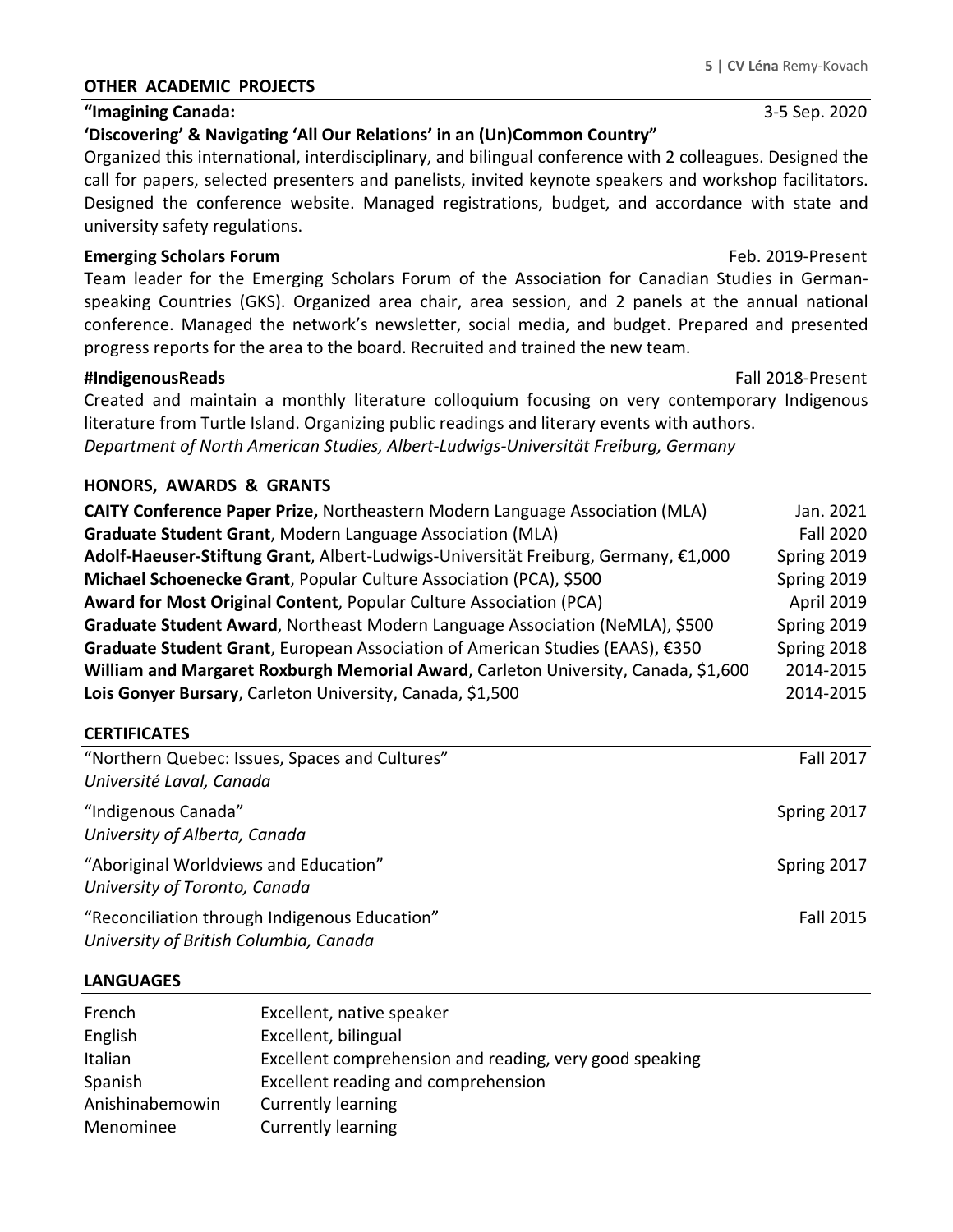## OTHER ACADEMIC PROJECTS

**"Imagining Canada: 'Discovering' & Navigating 'All Our Relations' in an (Un)Common Country"** 3-5 Sep. 2020

Organized this international, interdisciplinary, and bilingual conference with 2 colleagues. Designed the call for papers, selected presenters and panelists, invited keynote speakers and workshop facilitators. Designed the conference website. Managed registrations, budget, and accordance with state and university safety regulations.

**Emerging Scholars Forum** Feb. 2019-Present

Team leader for the Emerging Scholars Forum of the Association for Canadian Studies in German-speaking Countries (GKS). Organized area chair, area session, and 2 panels at the annual national conference. Managed the network's newsletter, social media, and budget. Prepared and presented progress reports for the area to the board. Recruited and trained the new team.

**#IndigenousReads** Fall 2018-Present

Created and maintain a monthly literature colloquium focusing on very contemporary Indigenous literature from Turtle Island. Organizing public readings and literary events with authors.
*Department of North American Studies, Albert-Ludwigs-Universität Freiburg, Germany*

## HONORS, AWARDS & GRANTS

| | |
|---|---|
| **CAITY Conference Paper Prize,** Northeastern Modern Language Association (MLA) | Jan. 2021 |
| **Graduate Student Grant**, Modern Language Association (MLA) | Fall 2020 |
| **Adolf-Haeuser-Stiftung Grant**, Albert-Ludwigs-Universität Freiburg, Germany, €1,000 | Spring 2019 |
| **Michael Schoenecke Grant**, Popular Culture Association (PCA), $500 | Spring 2019 |
| **Award for Most Original Content**, Popular Culture Association (PCA) | April 2019 |
| **Graduate Student Award**, Northeast Modern Language Association (NeMLA), $500 | Spring 2019 |
| **Graduate Student Grant**, European Association of American Studies (EAAS), €350 | Spring 2018 |
| **William and Margaret Roxburgh Memorial Award**, Carleton University, Canada, $1,600 | 2014-2015 |
| **Lois Gonyer Bursary**, Carleton University, Canada, $1,500 | 2014-2015 |

## CERTIFICATES

| | |
|---|---|
| "Northern Quebec: Issues, Spaces and Cultures"<br>*Université Laval, Canada* | Fall 2017 |
| "Indigenous Canada"<br>*University of Alberta, Canada* | Spring 2017 |
| "Aboriginal Worldviews and Education"<br>*University of Toronto, Canada* | Spring 2017 |
| "Reconciliation through Indigenous Education"<br>*University of British Columbia, Canada* | Fall 2015 |

## LANGUAGES

| | |
|---|---|
| French | Excellent, native speaker |
| English | Excellent, bilingual |
| Italian | Excellent comprehension and reading, very good speaking |
| Spanish | Excellent reading and comprehension |
| Anishinabemowin | Currently learning |
| Menominee | Currently learning |